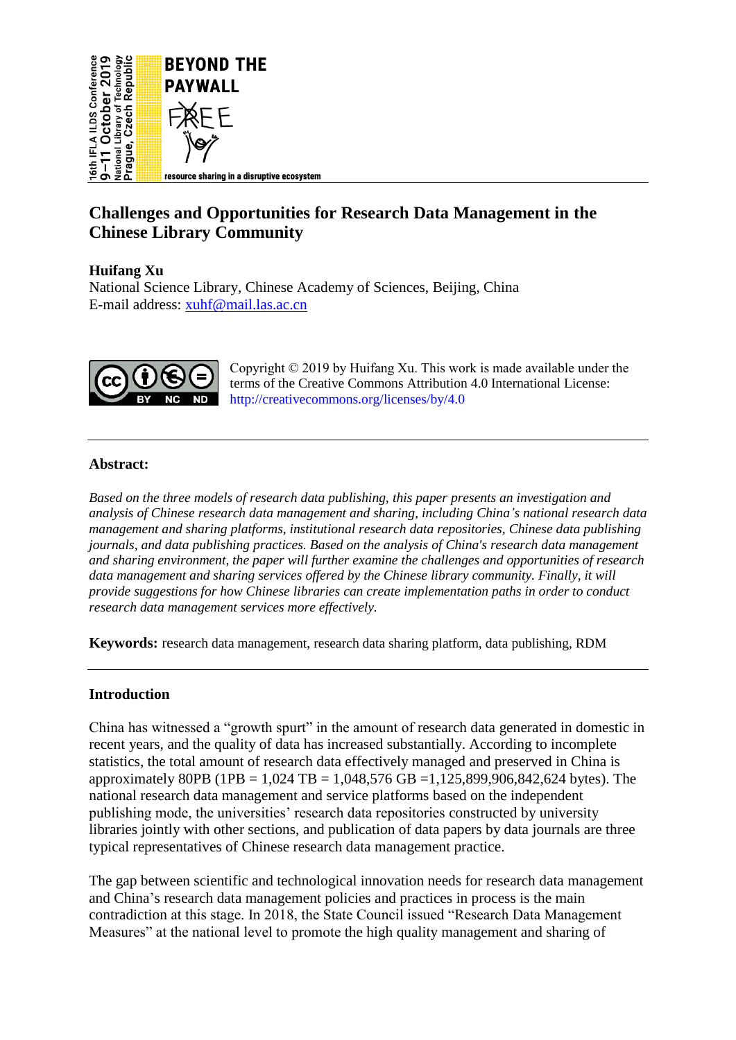# Challenges and Opportunities for Research Data Management in the Chinese Library Community

**Huifang Xu**
National Science Library, Chinese Academy of Sciences, Beijing, China
E-mail address: xuhf@mail.las.ac.cn

Copyright © 2019 by Huifang Xu. This work is made available under the terms of the Creative Commons Attribution 4.0 International License: http://creativecommons.org/licenses/by/4.0

---

## Abstract:

*Based on the three models of research data publishing, this paper presents an investigation and analysis of Chinese research data management and sharing, including China's national research data management and sharing platforms, institutional research data repositories, Chinese data publishing journals, and data publishing practices. Based on the analysis of China's research data management and sharing environment, the paper will further examine the challenges and opportunities of research data management and sharing services offered by the Chinese library community. Finally, it will provide suggestions for how Chinese libraries can create implementation paths in order to conduct research data management services more effectively.*

**Keywords:** research data management, research data sharing platform, data publishing, RDM

---

## Introduction

China has witnessed a "growth spurt" in the amount of research data generated in domestic in recent years, and the quality of data has increased substantially. According to incomplete statistics, the total amount of research data effectively managed and preserved in China is approximately 80PB (1PB = 1,024 TB = 1,048,576 GB =1,125,899,906,842,624 bytes). The national research data management and service platforms based on the independent publishing mode, the universities' research data repositories constructed by university libraries jointly with other sections, and publication of data papers by data journals are three typical representatives of Chinese research data management practice.

The gap between scientific and technological innovation needs for research data management and China's research data management policies and practices in process is the main contradiction at this stage. In 2018, the State Council issued "Research Data Management Measures" at the national level to promote the high quality management and sharing of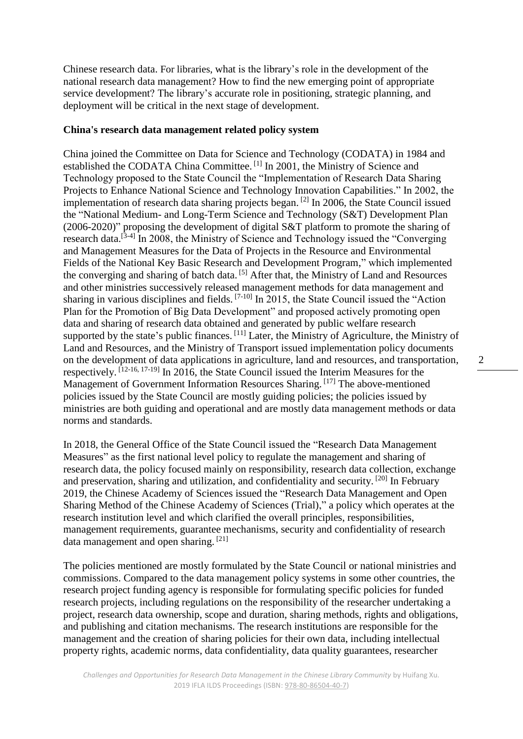Chinese research data. For libraries, what is the library's role in the development of the national research data management? How to find the new emerging point of appropriate service development? The library's accurate role in positioning, strategic planning, and deployment will be critical in the next stage of development.

**China's research data management related policy system**

China joined the Committee on Data for Science and Technology (CODATA) in 1984 and established the CODATA China Committee. [1] In 2001, the Ministry of Science and Technology proposed to the State Council the "Implementation of Research Data Sharing Projects to Enhance National Science and Technology Innovation Capabilities." In 2002, the implementation of research data sharing projects began. [2] In 2006, the State Council issued the "National Medium- and Long-Term Science and Technology (S&T) Development Plan (2006-2020)" proposing the development of digital S&T platform to promote the sharing of research data.[3-4] In 2008, the Ministry of Science and Technology issued the "Converging and Management Measures for the Data of Projects in the Resource and Environmental Fields of the National Key Basic Research and Development Program," which implemented the converging and sharing of batch data. [5] After that, the Ministry of Land and Resources and other ministries successively released management methods for data management and sharing in various disciplines and fields. [7-10] In 2015, the State Council issued the "Action Plan for the Promotion of Big Data Development" and proposed actively promoting open data and sharing of research data obtained and generated by public welfare research supported by the state's public finances. [11] Later, the Ministry of Agriculture, the Ministry of Land and Resources, and the Ministry of Transport issued implementation policy documents on the development of data applications in agriculture, land and resources, and transportation, respectively. [12-16, 17-19] In 2016, the State Council issued the Interim Measures for the Management of Government Information Resources Sharing. [17] The above-mentioned policies issued by the State Council are mostly guiding policies; the policies issued by ministries are both guiding and operational and are mostly data management methods or data norms and standards.

In 2018, the General Office of the State Council issued the "Research Data Management Measures" as the first national level policy to regulate the management and sharing of research data, the policy focused mainly on responsibility, research data collection, exchange and preservation, sharing and utilization, and confidentiality and security. [20] In February 2019, the Chinese Academy of Sciences issued the "Research Data Management and Open Sharing Method of the Chinese Academy of Sciences (Trial)," a policy which operates at the research institution level and which clarified the overall principles, responsibilities, management requirements, guarantee mechanisms, security and confidentiality of research data management and open sharing. [21]

The policies mentioned are mostly formulated by the State Council or national ministries and commissions. Compared to the data management policy systems in some other countries, the research project funding agency is responsible for formulating specific policies for funded research projects, including regulations on the responsibility of the researcher undertaking a project, research data ownership, scope and duration, sharing methods, rights and obligations, and publishing and citation mechanisms. The research institutions are responsible for the management and the creation of sharing policies for their own data, including intellectual property rights, academic norms, data confidentiality, data quality guarantees, researcher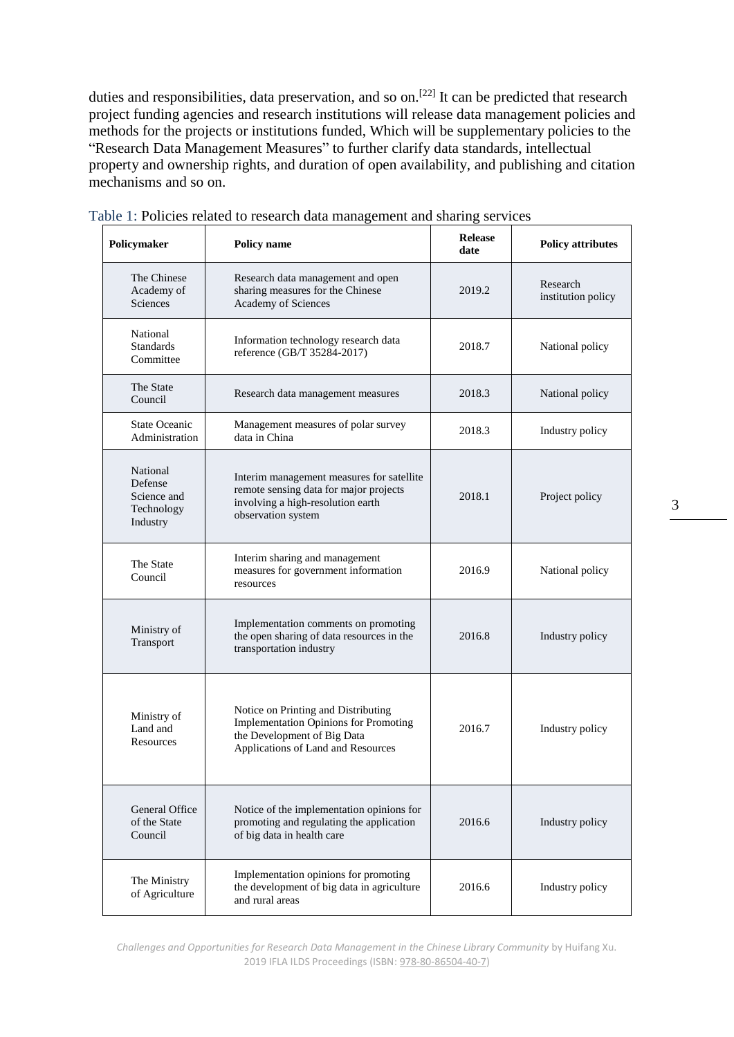duties and responsibilities, data preservation, and so on.[22] It can be predicted that research project funding agencies and research institutions will release data management policies and methods for the projects or institutions funded, Which will be supplementary policies to the "Research Data Management Measures" to further clarify data standards, intellectual property and ownership rights, and duration of open availability, and publishing and citation mechanisms and so on.

Table 1: Policies related to research data management and sharing services

| Policymaker | Policy name | Release date | Policy attributes |
|---|---|---|---|
| The Chinese Academy of Sciences | Research data management and open sharing measures for the Chinese Academy of Sciences | 2019.2 | Research institution policy |
| National Standards Committee | Information technology research data reference (GB/T 35284-2017) | 2018.7 | National policy |
| The State Council | Research data management measures | 2018.3 | National policy |
| State Oceanic Administration | Management measures of polar survey data in China | 2018.3 | Industry policy |
| National Defense Science and Technology Industry | Interim management measures for satellite remote sensing data for major projects involving a high-resolution earth observation system | 2018.1 | Project policy |
| The State Council | Interim sharing and management measures for government information resources | 2016.9 | National policy |
| Ministry of Transport | Implementation comments on promoting the open sharing of data resources in the transportation industry | 2016.8 | Industry policy |
| Ministry of Land and Resources | Notice on Printing and Distributing Implementation Opinions for Promoting the Development of Big Data Applications of Land and Resources | 2016.7 | Industry policy |
| General Office of the State Council | Notice of the implementation opinions for promoting and regulating the application of big data in health care | 2016.6 | Industry policy |
| The Ministry of Agriculture | Implementation opinions for promoting the development of big data in agriculture and rural areas | 2016.6 | Industry policy |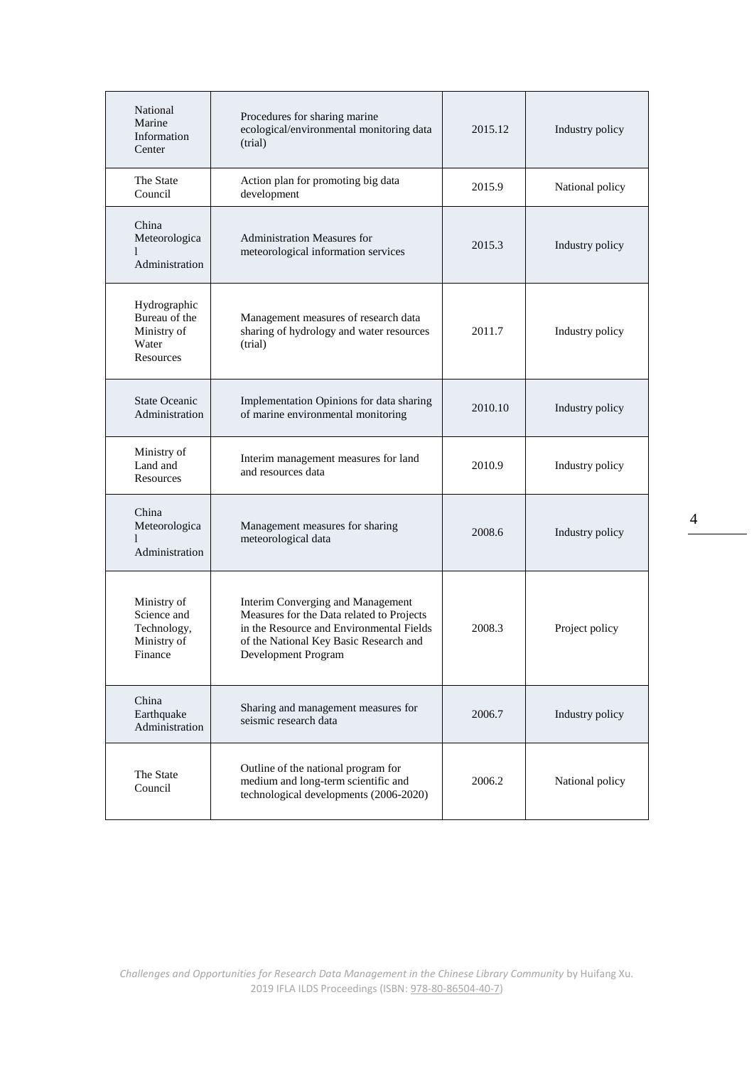| National Marine Information Center | Procedures for sharing marine ecological/environmental monitoring data (trial) | 2015.12 | Industry policy |
|---|---|---|---|
| The State Council | Action plan for promoting big data development | 2015.9 | National policy |
| China Meteorological Administration | Administration Measures for meteorological information services | 2015.3 | Industry policy |
| Hydrographic Bureau of the Ministry of Water Resources | Management measures of research data sharing of hydrology and water resources (trial) | 2011.7 | Industry policy |
| State Oceanic Administration | Implementation Opinions for data sharing of marine environmental monitoring | 2010.10 | Industry policy |
| Ministry of Land and Resources | Interim management measures for land and resources data | 2010.9 | Industry policy |
| China Meteorological Administration | Management measures for sharing meteorological data | 2008.6 | Industry policy |
| Ministry of Science and Technology, Ministry of Finance | Interim Converging and Management Measures for the Data related to Projects in the Resource and Environmental Fields of the National Key Basic Research and Development Program | 2008.3 | Project policy |
| China Earthquake Administration | Sharing and management measures for seismic research data | 2006.7 | Industry policy |
| The State Council | Outline of the national program for medium and long-term scientific and technological developments (2006-2020) | 2006.2 | National policy |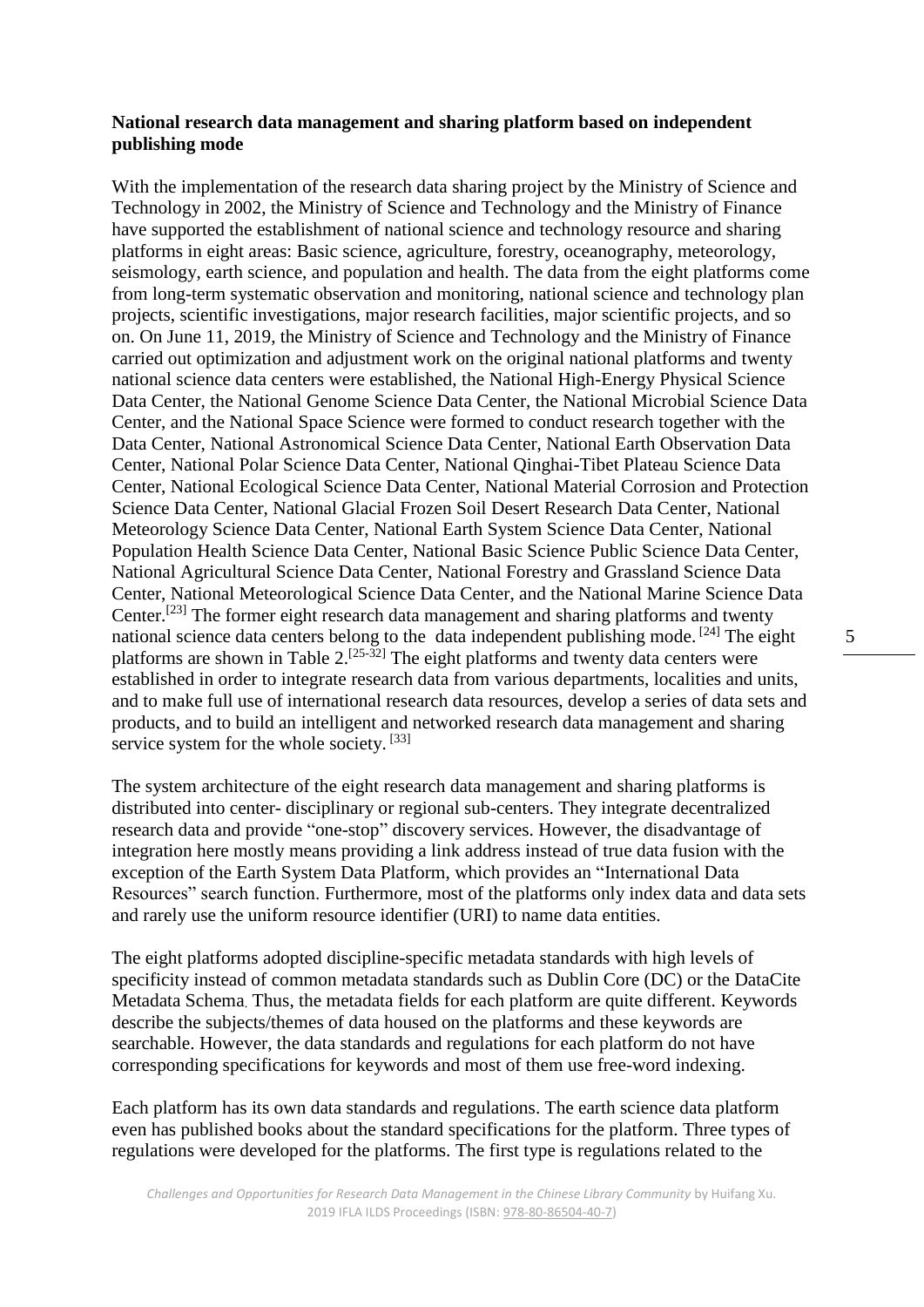**National research data management and sharing platform based on independent publishing mode**

With the implementation of the research data sharing project by the Ministry of Science and Technology in 2002, the Ministry of Science and Technology and the Ministry of Finance have supported the establishment of national science and technology resource and sharing platforms in eight areas: Basic science, agriculture, forestry, oceanography, meteorology, seismology, earth science, and population and health. The data from the eight platforms come from long-term systematic observation and monitoring, national science and technology plan projects, scientific investigations, major research facilities, major scientific projects, and so on. On June 11, 2019, the Ministry of Science and Technology and the Ministry of Finance carried out optimization and adjustment work on the original national platforms and twenty national science data centers were established, the National High-Energy Physical Science Data Center, the National Genome Science Data Center, the National Microbial Science Data Center, and the National Space Science were formed to conduct research together with the Data Center, National Astronomical Science Data Center, National Earth Observation Data Center, National Polar Science Data Center, National Qinghai-Tibet Plateau Science Data Center, National Ecological Science Data Center, National Material Corrosion and Protection Science Data Center, National Glacial Frozen Soil Desert Research Data Center, National Meteorology Science Data Center, National Earth System Science Data Center, National Population Health Science Data Center, National Basic Science Public Science Data Center, National Agricultural Science Data Center, National Forestry and Grassland Science Data Center, National Meteorological Science Data Center, and the National Marine Science Data Center.[23] The former eight research data management and sharing platforms and twenty national science data centers belong to the data independent publishing mode. [24] The eight platforms are shown in Table 2.[25-32] The eight platforms and twenty data centers were established in order to integrate research data from various departments, localities and units, and to make full use of international research data resources, develop a series of data sets and products, and to build an intelligent and networked research data management and sharing service system for the whole society. [33]

The system architecture of the eight research data management and sharing platforms is distributed into center- disciplinary or regional sub-centers. They integrate decentralized research data and provide "one-stop" discovery services. However, the disadvantage of integration here mostly means providing a link address instead of true data fusion with the exception of the Earth System Data Platform, which provides an "International Data Resources" search function. Furthermore, most of the platforms only index data and data sets and rarely use the uniform resource identifier (URI) to name data entities.

The eight platforms adopted discipline-specific metadata standards with high levels of specificity instead of common metadata standards such as Dublin Core (DC) or the DataCite Metadata Schema. Thus, the metadata fields for each platform are quite different. Keywords describe the subjects/themes of data housed on the platforms and these keywords are searchable. However, the data standards and regulations for each platform do not have corresponding specifications for keywords and most of them use free-word indexing.

Each platform has its own data standards and regulations. The earth science data platform even has published books about the standard specifications for the platform. Three types of regulations were developed for the platforms. The first type is regulations related to the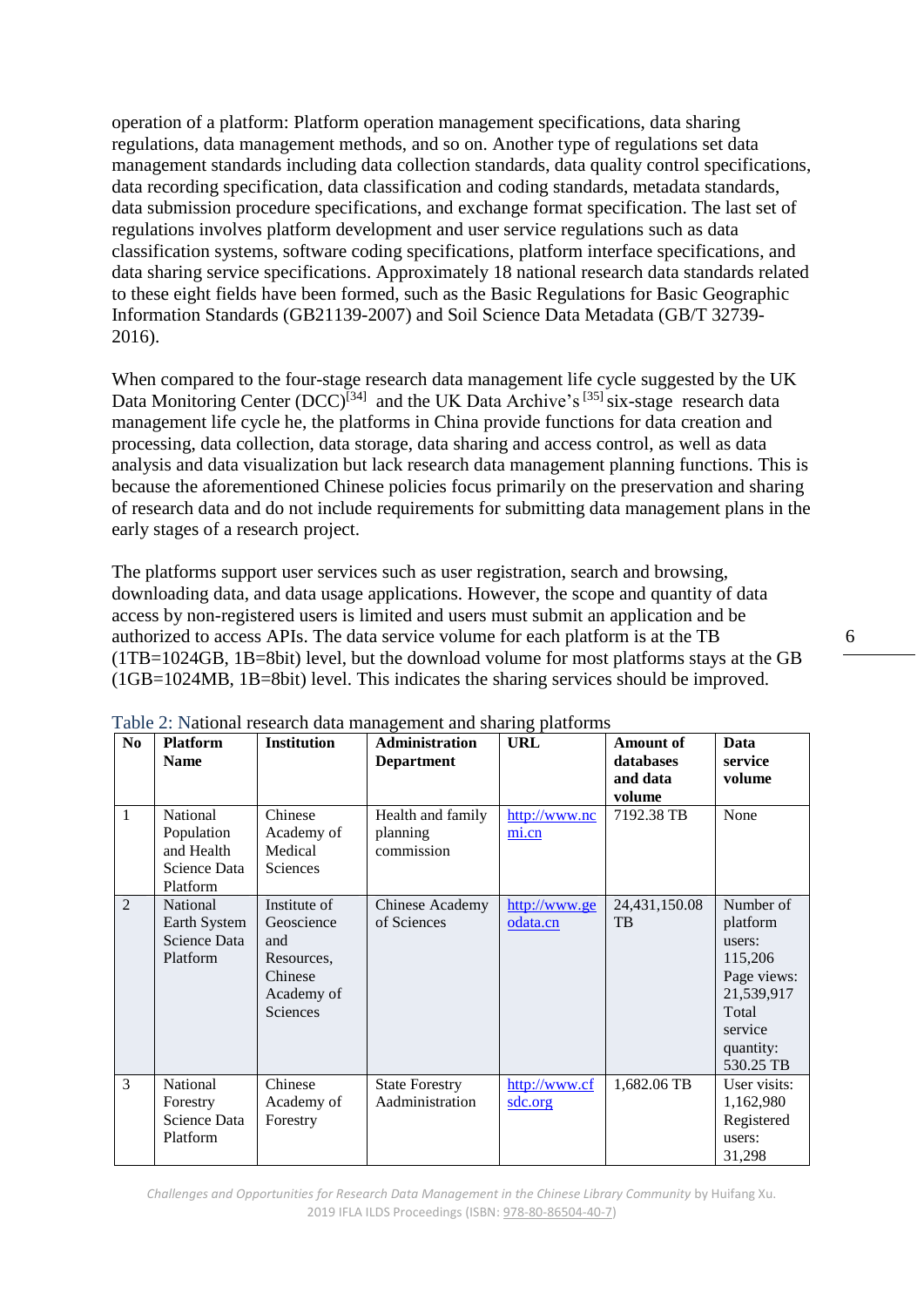operation of a platform: Platform operation management specifications, data sharing regulations, data management methods, and so on. Another type of regulations set data management standards including data collection standards, data quality control specifications, data recording specification, data classification and coding standards, metadata standards, data submission procedure specifications, and exchange format specification. The last set of regulations involves platform development and user service regulations such as data classification systems, software coding specifications, platform interface specifications, and data sharing service specifications. Approximately 18 national research data standards related to these eight fields have been formed, such as the Basic Regulations for Basic Geographic Information Standards (GB21139-2007) and Soil Science Data Metadata (GB/T 32739-2016).

When compared to the four-stage research data management life cycle suggested by the UK Data Monitoring Center (DCC)[34] and the UK Data Archive's [35] six-stage research data management life cycle he, the platforms in China provide functions for data creation and processing, data collection, data storage, data sharing and access control, as well as data analysis and data visualization but lack research data management planning functions. This is because the aforementioned Chinese policies focus primarily on the preservation and sharing of research data and do not include requirements for submitting data management plans in the early stages of a research project.

The platforms support user services such as user registration, search and browsing, downloading data, and data usage applications. However, the scope and quantity of data access by non-registered users is limited and users must submit an application and be authorized to access APIs. The data service volume for each platform is at the TB (1TB=1024GB, 1B=8bit) level, but the download volume for most platforms stays at the GB (1GB=1024MB, 1B=8bit) level. This indicates the sharing services should be improved.

Table 2: National research data management and sharing platforms

| No | Platform Name | Institution | Administration Department | URL | Amount of databases and data volume | Data service volume |
|---|---|---|---|---|---|---|
| 1 | National Population and Health Science Data Platform | Chinese Academy of Medical Sciences | Health and family planning commission | http://www.ncmi.cn | 7192.38 TB | None |
| 2 | National Earth System Science Data Platform | Institute of Geoscience and Resources, Chinese Academy of Sciences | Chinese Academy of Sciences | http://www.geodata.cn | 24,431,150.08 TB | Number of platform users: 115,206 Page views: 21,539,917 Total service quantity: 530.25 TB |
| 3 | National Forestry Science Data Platform | Chinese Academy of Forestry | State Forestry Aadministration | http://www.cfsdc.org | 1,682.06 TB | User visits: 1,162,980 Registered users: 31,298 |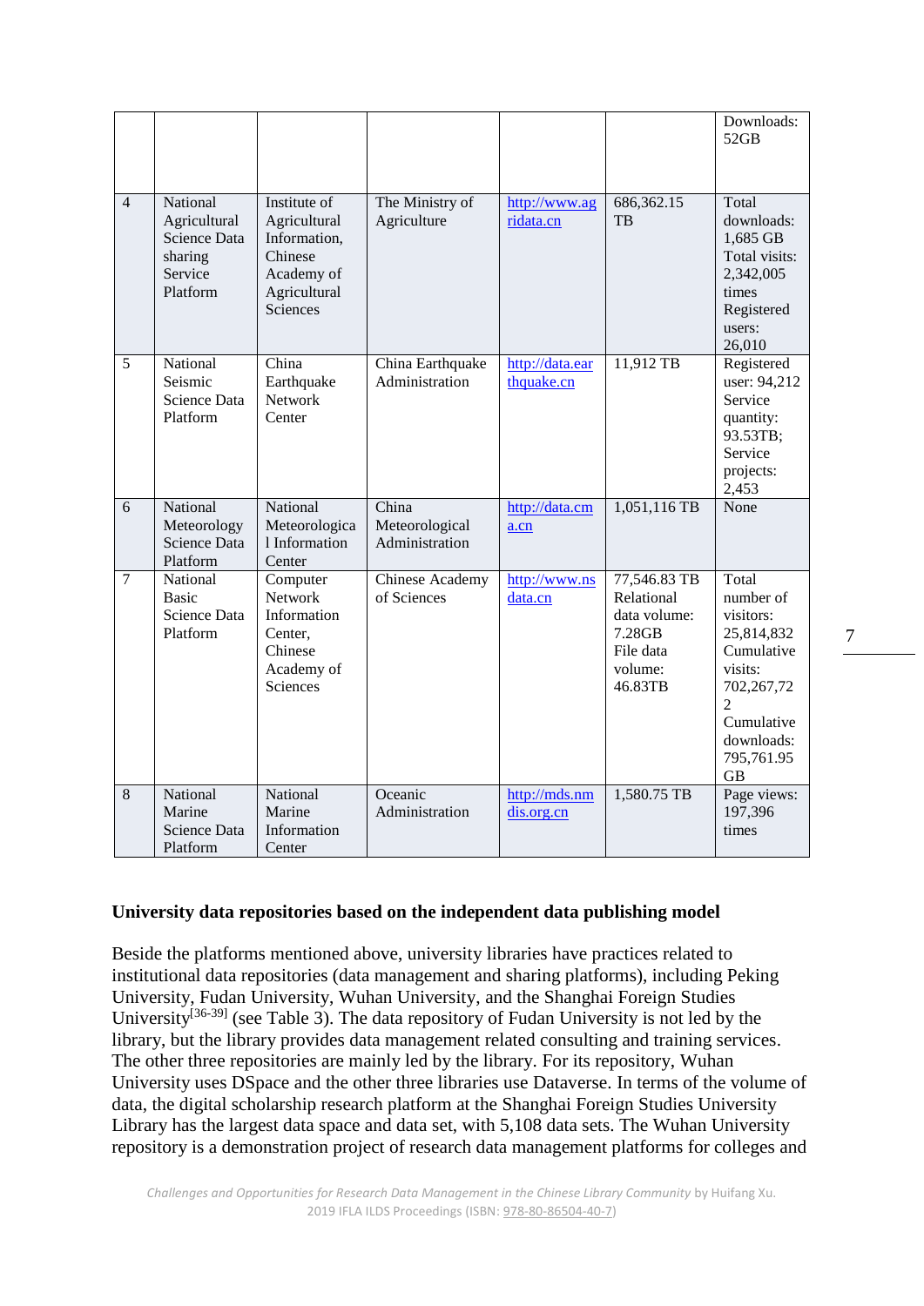| | | | | | | Downloads: 52GB |
|---|---|---|---|---|---|---|
| 4 | National Agricultural Science Data sharing Service Platform | Institute of Agricultural Information, Chinese Academy of Agricultural Sciences | The Ministry of Agriculture | http://www.agridata.cn | 686,362.15 TB | Total downloads: 1,685 GB Total visits: 2,342,005 times Registered users: 26,010 |
| 5 | National Seismic Science Data Platform | China Earthquake Network Center | China Earthquake Administration | http://data.earthquake.cn | 11,912 TB | Registered user: 94,212 Service quantity: 93.53TB; Service projects: 2,453 |
| 6 | National Meteorology Science Data Platform | National Meteorological Information Center | China Meteorological Administration | http://data.cma.cn | 1,051,116 TB | None |
| 7 | National Basic Science Data Platform | Computer Network Information Center, Chinese Academy of Sciences | Chinese Academy of Sciences | http://www.nsdata.cn | 77,546.83 TB Relational data volume: 7.28GB File data volume: 46.83TB | Total number of visitors: 25,814,832 Cumulative visits: 702,267,722 Cumulative downloads: 795,761.95 GB |
| 8 | National Marine Science Data Platform | National Marine Information Center | Oceanic Administration | http://mds.nmdis.org.cn | 1,580.75 TB | Page views: 197,396 times |

**University data repositories based on the independent data publishing model**

Beside the platforms mentioned above, university libraries have practices related to institutional data repositories (data management and sharing platforms), including Peking University, Fudan University, Wuhan University, and the Shanghai Foreign Studies University[36-39] (see Table 3). The data repository of Fudan University is not led by the library, but the library provides data management related consulting and training services. The other three repositories are mainly led by the library. For its repository, Wuhan University uses DSpace and the other three libraries use Dataverse. In terms of the volume of data, the digital scholarship research platform at the Shanghai Foreign Studies University Library has the largest data space and data set, with 5,108 data sets. The Wuhan University repository is a demonstration project of research data management platforms for colleges and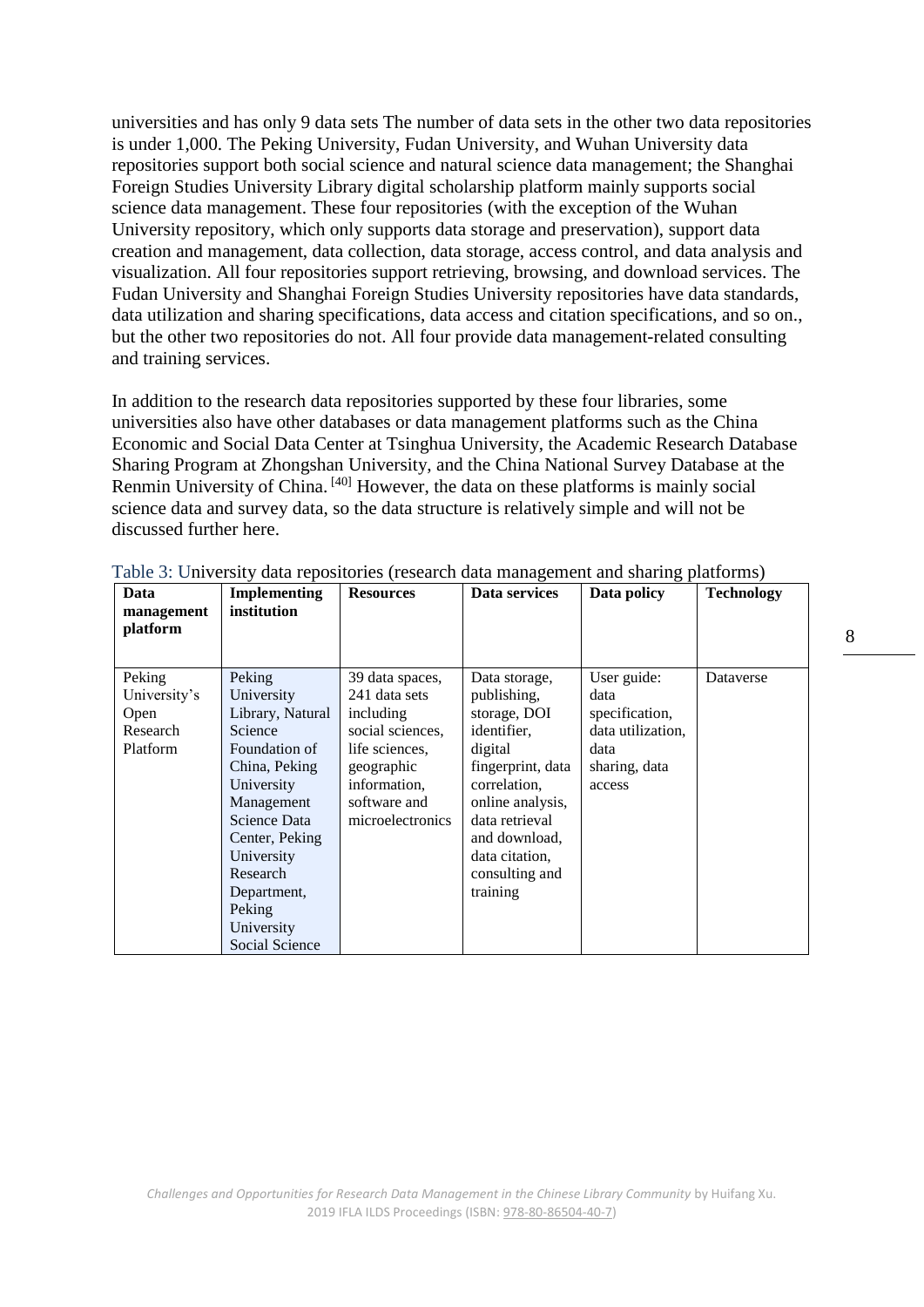universities and has only 9 data sets The number of data sets in the other two data repositories is under 1,000. The Peking University, Fudan University, and Wuhan University data repositories support both social science and natural science data management; the Shanghai Foreign Studies University Library digital scholarship platform mainly supports social science data management. These four repositories (with the exception of the Wuhan University repository, which only supports data storage and preservation), support data creation and management, data collection, data storage, access control, and data analysis and visualization. All four repositories support retrieving, browsing, and download services. The Fudan University and Shanghai Foreign Studies University repositories have data standards, data utilization and sharing specifications, data access and citation specifications, and so on., but the other two repositories do not. All four provide data management-related consulting and training services.

In addition to the research data repositories supported by these four libraries, some universities also have other databases or data management platforms such as the China Economic and Social Data Center at Tsinghua University, the Academic Research Database Sharing Program at Zhongshan University, and the China National Survey Database at the Renmin University of China. [40] However, the data on these platforms is mainly social science data and survey data, so the data structure is relatively simple and will not be discussed further here.

Table 3: University data repositories (research data management and sharing platforms)

| Data management platform | Implementing institution | Resources | Data services | Data policy | Technology |
|---|---|---|---|---|---|
| Peking University's Open Research Platform | Peking University Library, Natural Science Foundation of China, Peking University Management Science Data Center, Peking University Research Department, Peking University Social Science | 39 data spaces, 241 data sets including social sciences, life sciences, geographic information, software and microelectronics | Data storage, publishing, storage, DOI identifier, digital fingerprint, data correlation, online analysis, data retrieval and download, data citation, consulting and training | User guide: data specification, data utilization, data sharing, data access | Dataverse |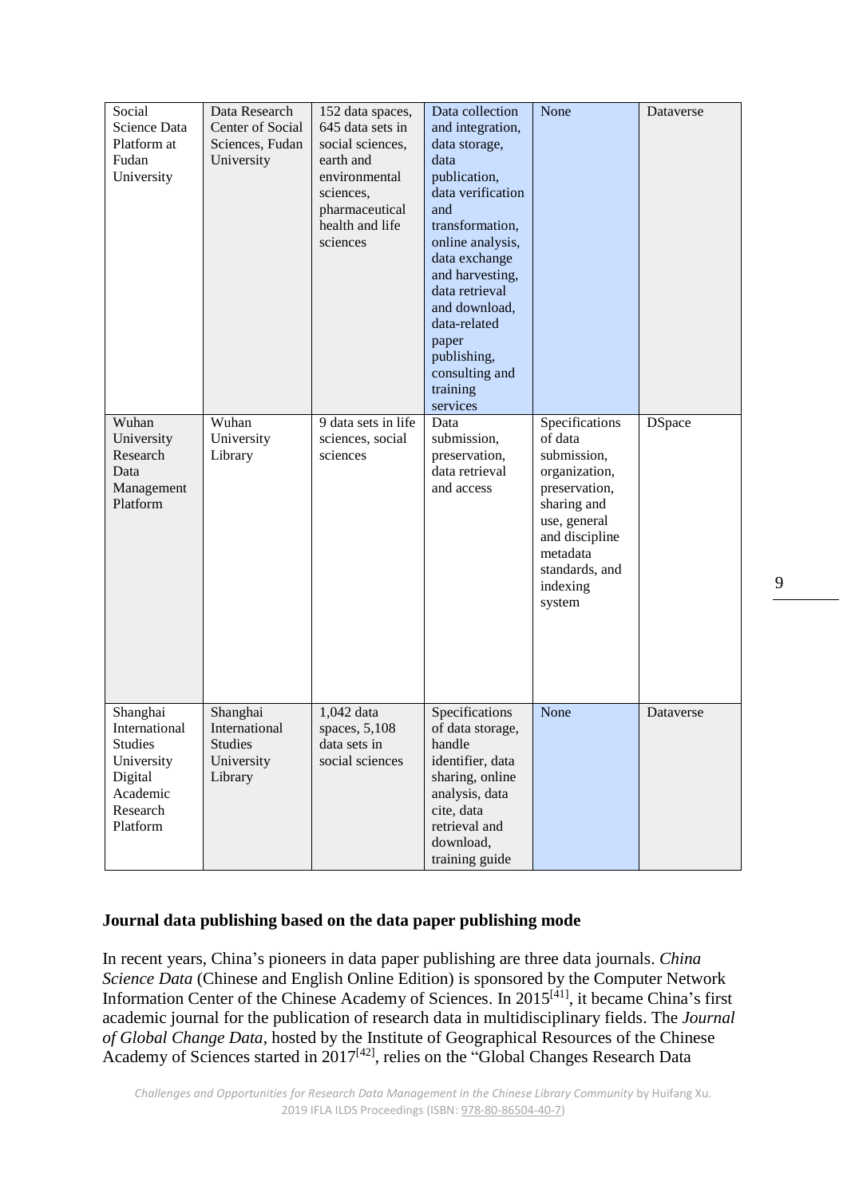| Social Science Data Platform at Fudan University | Data Research Center of Social Sciences, Fudan University | 152 data spaces, 645 data sets in social sciences, earth and environmental sciences, pharmaceutical health and life sciences | Data collection and integration, data storage, data publication, data verification and transformation, online analysis, data exchange and harvesting, data retrieval and download, data-related paper publishing, consulting and training services | None | Dataverse |
|---|---|---|---|---|---|
| Wuhan University Research Data Management Platform | Wuhan University Library | 9 data sets in life sciences, social sciences | Data submission, preservation, data retrieval and access | Specifications of data submission, organization, preservation, sharing and use, general and discipline metadata standards, and indexing system | DSpace |
| Shanghai International Studies University Digital Academic Research Platform | Shanghai International Studies University Library | 1,042 data spaces, 5,108 data sets in social sciences | Specifications of data storage, handle identifier, data sharing, online analysis, data cite, data retrieval and download, training guide | None | Dataverse |

**Journal data publishing based on the data paper publishing mode**

In recent years, China's pioneers in data paper publishing are three data journals. *China Science Data* (Chinese and English Online Edition) is sponsored by the Computer Network Information Center of the Chinese Academy of Sciences. In 2015[41], it became China's first academic journal for the publication of research data in multidisciplinary fields. The *Journal of Global Change Data*, hosted by the Institute of Geographical Resources of the Chinese Academy of Sciences started in 2017[42], relies on the "Global Changes Research Data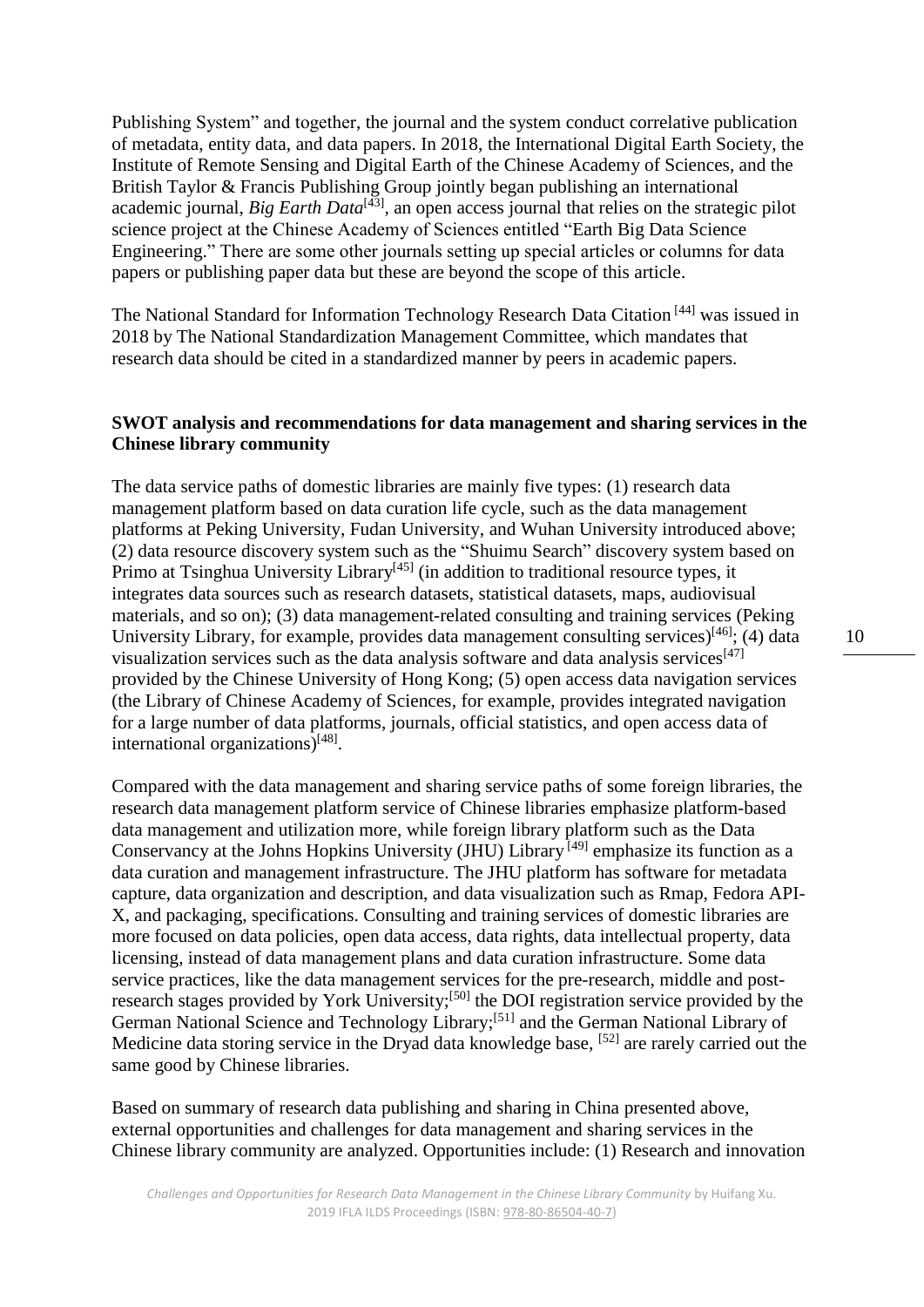Publishing System" and together, the journal and the system conduct correlative publication of metadata, entity data, and data papers. In 2018, the International Digital Earth Society, the Institute of Remote Sensing and Digital Earth of the Chinese Academy of Sciences, and the British Taylor & Francis Publishing Group jointly began publishing an international academic journal, *Big Earth Data*[43], an open access journal that relies on the strategic pilot science project at the Chinese Academy of Sciences entitled "Earth Big Data Science Engineering." There are some other journals setting up special articles or columns for data papers or publishing paper data but these are beyond the scope of this article.

The National Standard for Information Technology Research Data Citation [44] was issued in 2018 by The National Standardization Management Committee, which mandates that research data should be cited in a standardized manner by peers in academic papers.

## SWOT analysis and recommendations for data management and sharing services in the Chinese library community

The data service paths of domestic libraries are mainly five types: (1) research data management platform based on data curation life cycle, such as the data management platforms at Peking University, Fudan University, and Wuhan University introduced above; (2) data resource discovery system such as the "Shuimu Search" discovery system based on Primo at Tsinghua University Library[45] (in addition to traditional resource types, it integrates data sources such as research datasets, statistical datasets, maps, audiovisual materials, and so on); (3) data management-related consulting and training services (Peking University Library, for example, provides data management consulting services)[46]; (4) data visualization services such as the data analysis software and data analysis services[47] provided by the Chinese University of Hong Kong; (5) open access data navigation services (the Library of Chinese Academy of Sciences, for example, provides integrated navigation for a large number of data platforms, journals, official statistics, and open access data of international organizations)[48].

Compared with the data management and sharing service paths of some foreign libraries, the research data management platform service of Chinese libraries emphasize platform-based data management and utilization more, while foreign library platform such as the Data Conservancy at the Johns Hopkins University (JHU) Library [49] emphasize its function as a data curation and management infrastructure. The JHU platform has software for metadata capture, data organization and description, and data visualization such as Rmap, Fedora API-X, and packaging, specifications. Consulting and training services of domestic libraries are more focused on data policies, open data access, data rights, data intellectual property, data licensing, instead of data management plans and data curation infrastructure. Some data service practices, like the data management services for the pre-research, middle and post-research stages provided by York University;[50] the DOI registration service provided by the German National Science and Technology Library;[51] and the German National Library of Medicine data storing service in the Dryad data knowledge base, [52] are rarely carried out the same good by Chinese libraries.

Based on summary of research data publishing and sharing in China presented above, external opportunities and challenges for data management and sharing services in the Chinese library community are analyzed. Opportunities include: (1) Research and innovation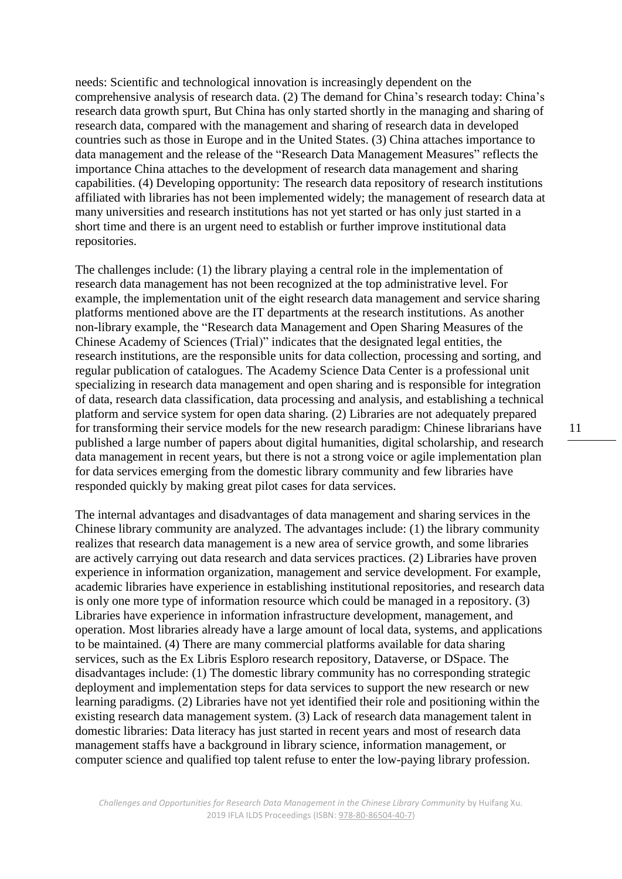needs: Scientific and technological innovation is increasingly dependent on the comprehensive analysis of research data. (2) The demand for China's research today: China's research data growth spurt, But China has only started shortly in the managing and sharing of research data, compared with the management and sharing of research data in developed countries such as those in Europe and in the United States. (3) China attaches importance to data management and the release of the "Research Data Management Measures" reflects the importance China attaches to the development of research data management and sharing capabilities. (4) Developing opportunity: The research data repository of research institutions affiliated with libraries has not been implemented widely; the management of research data at many universities and research institutions has not yet started or has only just started in a short time and there is an urgent need to establish or further improve institutional data repositories.

The challenges include: (1) the library playing a central role in the implementation of research data management has not been recognized at the top administrative level. For example, the implementation unit of the eight research data management and service sharing platforms mentioned above are the IT departments at the research institutions. As another non-library example, the "Research data Management and Open Sharing Measures of the Chinese Academy of Sciences (Trial)" indicates that the designated legal entities, the research institutions, are the responsible units for data collection, processing and sorting, and regular publication of catalogues. The Academy Science Data Center is a professional unit specializing in research data management and open sharing and is responsible for integration of data, research data classification, data processing and analysis, and establishing a technical platform and service system for open data sharing. (2) Libraries are not adequately prepared for transforming their service models for the new research paradigm: Chinese librarians have published a large number of papers about digital humanities, digital scholarship, and research data management in recent years, but there is not a strong voice or agile implementation plan for data services emerging from the domestic library community and few libraries have responded quickly by making great pilot cases for data services.

The internal advantages and disadvantages of data management and sharing services in the Chinese library community are analyzed. The advantages include: (1) the library community realizes that research data management is a new area of service growth, and some libraries are actively carrying out data research and data services practices. (2) Libraries have proven experience in information organization, management and service development. For example, academic libraries have experience in establishing institutional repositories, and research data is only one more type of information resource which could be managed in a repository. (3) Libraries have experience in information infrastructure development, management, and operation. Most libraries already have a large amount of local data, systems, and applications to be maintained. (4) There are many commercial platforms available for data sharing services, such as the Ex Libris Esploro research repository, Dataverse, or DSpace. The disadvantages include: (1) The domestic library community has no corresponding strategic deployment and implementation steps for data services to support the new research or new learning paradigms. (2) Libraries have not yet identified their role and positioning within the existing research data management system. (3) Lack of research data management talent in domestic libraries: Data literacy has just started in recent years and most of research data management staffs have a background in library science, information management, or computer science and qualified top talent refuse to enter the low-paying library profession.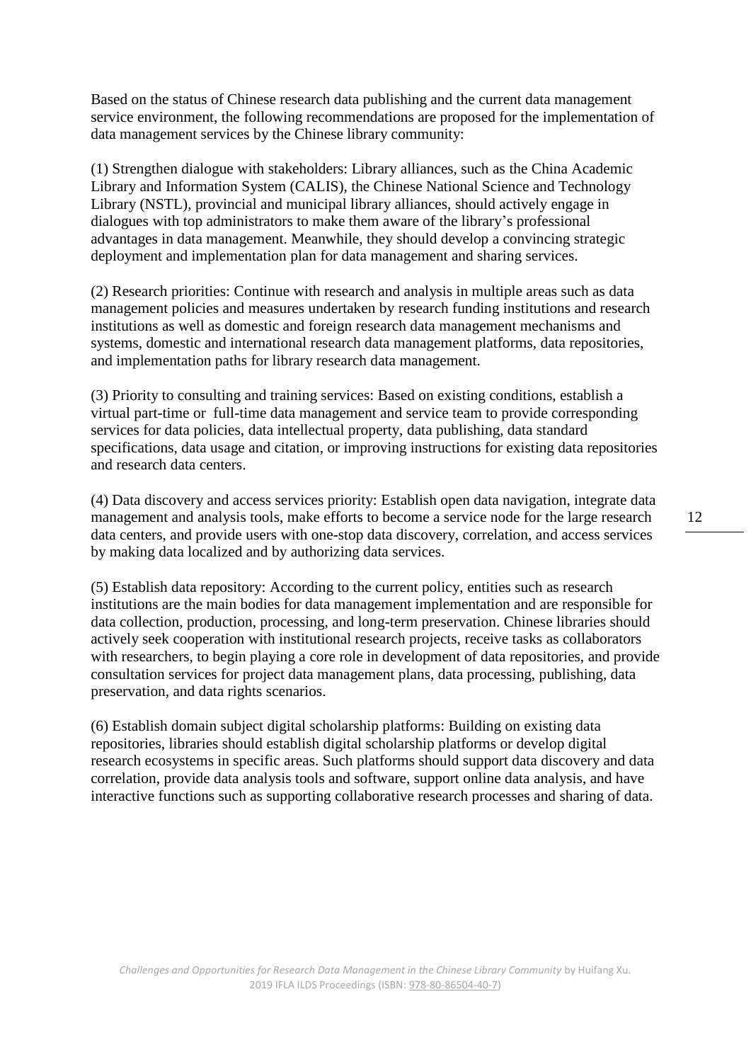Based on the status of Chinese research data publishing and the current data management service environment, the following recommendations are proposed for the implementation of data management services by the Chinese library community:

(1) Strengthen dialogue with stakeholders: Library alliances, such as the China Academic Library and Information System (CALIS), the Chinese National Science and Technology Library (NSTL), provincial and municipal library alliances, should actively engage in dialogues with top administrators to make them aware of the library's professional advantages in data management. Meanwhile, they should develop a convincing strategic deployment and implementation plan for data management and sharing services.

(2) Research priorities: Continue with research and analysis in multiple areas such as data management policies and measures undertaken by research funding institutions and research institutions as well as domestic and foreign research data management mechanisms and systems, domestic and international research data management platforms, data repositories, and implementation paths for library research data management.

(3) Priority to consulting and training services: Based on existing conditions, establish a virtual part-time or full-time data management and service team to provide corresponding services for data policies, data intellectual property, data publishing, data standard specifications, data usage and citation, or improving instructions for existing data repositories and research data centers.

(4) Data discovery and access services priority: Establish open data navigation, integrate data management and analysis tools, make efforts to become a service node for the large research data centers, and provide users with one-stop data discovery, correlation, and access services by making data localized and by authorizing data services.

(5) Establish data repository: According to the current policy, entities such as research institutions are the main bodies for data management implementation and are responsible for data collection, production, processing, and long-term preservation. Chinese libraries should actively seek cooperation with institutional research projects, receive tasks as collaborators with researchers, to begin playing a core role in development of data repositories, and provide consultation services for project data management plans, data processing, publishing, data preservation, and data rights scenarios.

(6) Establish domain subject digital scholarship platforms: Building on existing data repositories, libraries should establish digital scholarship platforms or develop digital research ecosystems in specific areas. Such platforms should support data discovery and data correlation, provide data analysis tools and software, support online data analysis, and have interactive functions such as supporting collaborative research processes and sharing of data.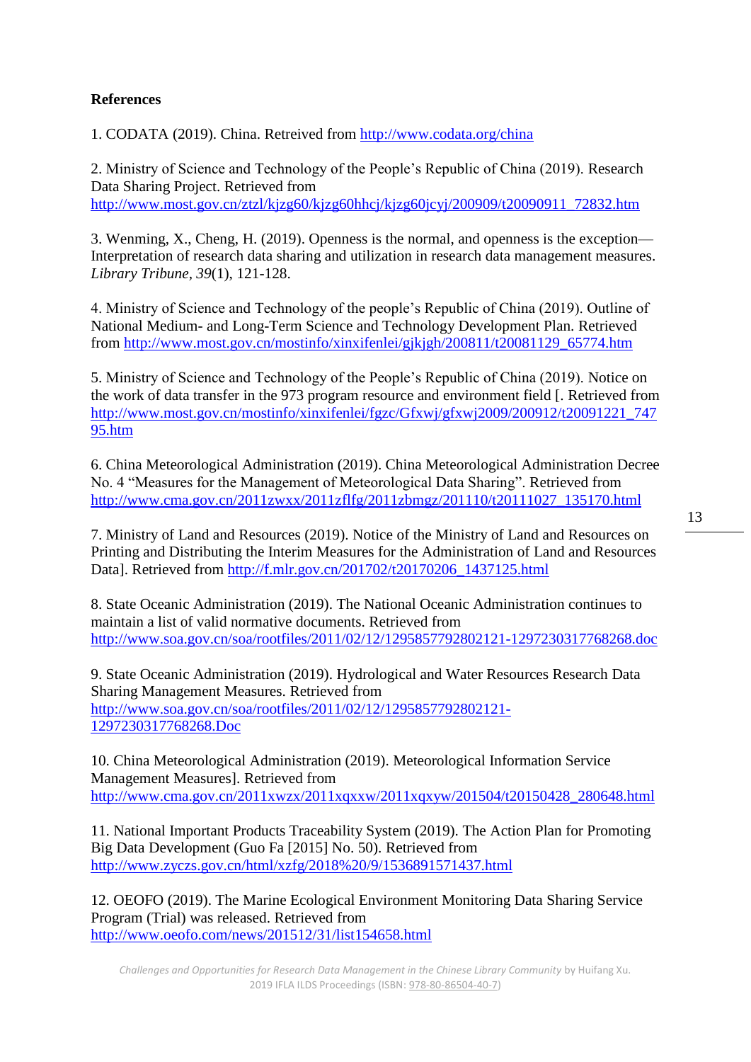**References**

1. CODATA (2019). China. Retreived from http://www.codata.org/china

2. Ministry of Science and Technology of the People's Republic of China (2019). Research Data Sharing Project. Retrieved from http://www.most.gov.cn/ztzl/kjzg60/kjzg60hhcj/kjzg60jcyj/200909/t20090911_72832.htm

3. Wenming, X., Cheng, H. (2019). Openness is the normal, and openness is the exception—Interpretation of research data sharing and utilization in research data management measures. *Library Tribune*, *39*(1), 121-128.

4. Ministry of Science and Technology of the people's Republic of China (2019). Outline of National Medium- and Long-Term Science and Technology Development Plan. Retrieved from http://www.most.gov.cn/mostinfo/xinxifenlei/gjkjgh/200811/t20081129_65774.htm

5. Ministry of Science and Technology of the People's Republic of China (2019). Notice on the work of data transfer in the 973 program resource and environment field [. Retrieved from http://www.most.gov.cn/mostinfo/xinxifenlei/fgzc/Gfxwj/gfxwj2009/200912/t20091221_74795.htm

6. China Meteorological Administration (2019). China Meteorological Administration Decree No. 4 "Measures for the Management of Meteorological Data Sharing". Retrieved from http://www.cma.gov.cn/2011zwxx/2011zflfg/2011zbmgz/201110/t20111027_135170.html

7. Ministry of Land and Resources (2019). Notice of the Ministry of Land and Resources on Printing and Distributing the Interim Measures for the Administration of Land and Resources Data]. Retrieved from http://f.mlr.gov.cn/201702/t20170206_1437125.html

8. State Oceanic Administration (2019). The National Oceanic Administration continues to maintain a list of valid normative documents. Retrieved from http://www.soa.gov.cn/soa/rootfiles/2011/02/12/1295857792802121-1297230317768268.doc

9. State Oceanic Administration (2019). Hydrological and Water Resources Research Data Sharing Management Measures. Retrieved from http://www.soa.gov.cn/soa/rootfiles/2011/02/12/1295857792802121-1297230317768268.Doc

10. China Meteorological Administration (2019). Meteorological Information Service Management Measures]. Retrieved from http://www.cma.gov.cn/2011xwzx/2011xqxxw/2011xqxyw/201504/t20150428_280648.html

11. National Important Products Traceability System (2019). The Action Plan for Promoting Big Data Development (Guo Fa [2015] No. 50). Retrieved from http://www.zyczs.gov.cn/html/xzfg/2018%20/9/1536891571437.html

12. OEOFO (2019). The Marine Ecological Environment Monitoring Data Sharing Service Program (Trial) was released. Retrieved from http://www.oeofo.com/news/201512/31/list154658.html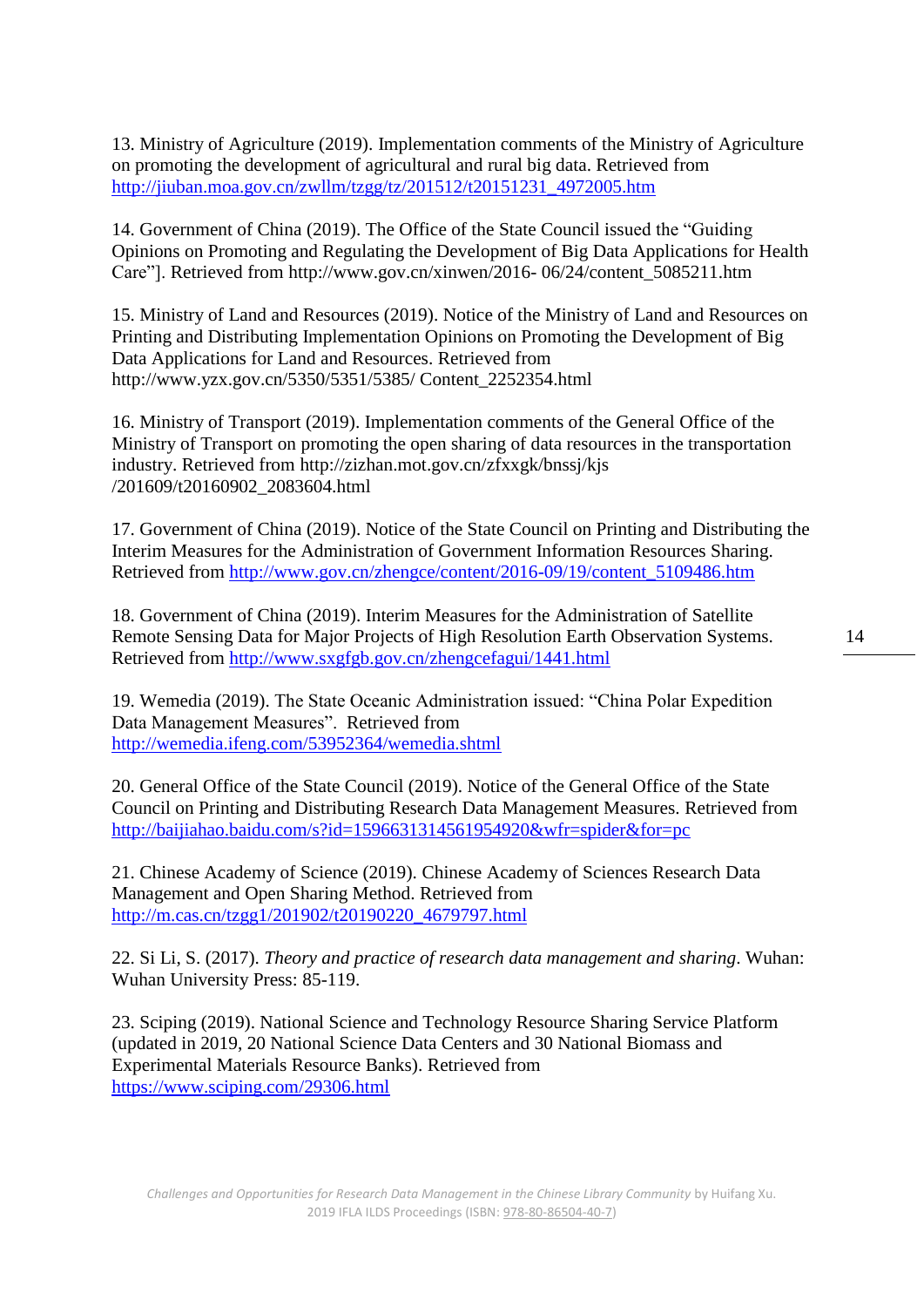13. Ministry of Agriculture (2019). Implementation comments of the Ministry of Agriculture on promoting the development of agricultural and rural big data. Retrieved from http://jiuban.moa.gov.cn/zwllm/tzgg/tz/201512/t20151231_4972005.htm

14. Government of China (2019). The Office of the State Council issued the "Guiding Opinions on Promoting and Regulating the Development of Big Data Applications for Health Care"]. Retrieved from http://www.gov.cn/xinwen/2016- 06/24/content_5085211.htm

15. Ministry of Land and Resources (2019). Notice of the Ministry of Land and Resources on Printing and Distributing Implementation Opinions on Promoting the Development of Big Data Applications for Land and Resources. Retrieved from http://www.yzx.gov.cn/5350/5351/5385/ Content_2252354.html

16. Ministry of Transport (2019). Implementation comments of the General Office of the Ministry of Transport on promoting the open sharing of data resources in the transportation industry. Retrieved from http://zizhan.mot.gov.cn/zfxxgk/bnssj/kjs /201609/t20160902_2083604.html

17. Government of China (2019). Notice of the State Council on Printing and Distributing the Interim Measures for the Administration of Government Information Resources Sharing. Retrieved from http://www.gov.cn/zhengce/content/2016-09/19/content_5109486.htm

18. Government of China (2019). Interim Measures for the Administration of Satellite Remote Sensing Data for Major Projects of High Resolution Earth Observation Systems. Retrieved from http://www.sxgfgb.gov.cn/zhengcefagui/1441.html

19. Wemedia (2019). The State Oceanic Administration issued: "China Polar Expedition Data Management Measures". Retrieved from http://wemedia.ifeng.com/53952364/wemedia.shtml

20. General Office of the State Council (2019). Notice of the General Office of the State Council on Printing and Distributing Research Data Management Measures. Retrieved from http://baijiahao.baidu.com/s?id=1596631314561954920&wfr=spider&for=pc

21. Chinese Academy of Science (2019). Chinese Academy of Sciences Research Data Management and Open Sharing Method. Retrieved from http://m.cas.cn/tzgg1/201902/t20190220_4679797.html

22. Si Li, S. (2017). *Theory and practice of research data management and sharing*. Wuhan: Wuhan University Press: 85-119.

23. Sciping (2019). National Science and Technology Resource Sharing Service Platform (updated in 2019, 20 National Science Data Centers and 30 National Biomass and Experimental Materials Resource Banks). Retrieved from https://www.sciping.com/29306.html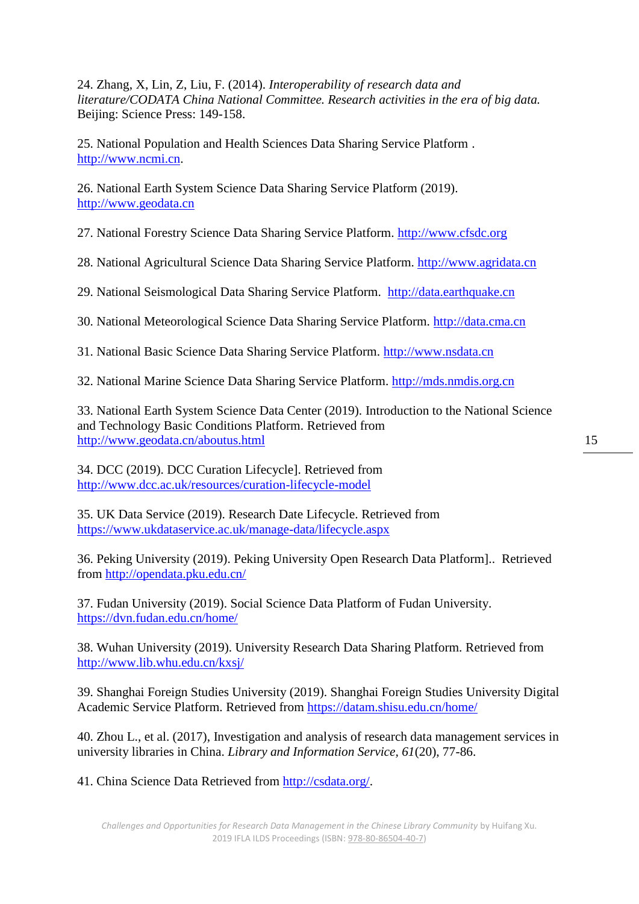24. Zhang, X, Lin, Z, Liu, F. (2014). *Interoperability of research data and literature/CODATA China National Committee. Research activities in the era of big data.* Beijing: Science Press: 149-158.

25. National Population and Health Sciences Data Sharing Service Platform . http://www.ncmi.cn.

26. National Earth System Science Data Sharing Service Platform (2019). http://www.geodata.cn

27. National Forestry Science Data Sharing Service Platform. http://www.cfsdc.org

28. National Agricultural Science Data Sharing Service Platform. http://www.agridata.cn

29. National Seismological Data Sharing Service Platform. http://data.earthquake.cn

30. National Meteorological Science Data Sharing Service Platform. http://data.cma.cn

31. National Basic Science Data Sharing Service Platform. http://www.nsdata.cn

32. National Marine Science Data Sharing Service Platform. http://mds.nmdis.org.cn

33. National Earth System Science Data Center (2019). Introduction to the National Science and Technology Basic Conditions Platform. Retrieved from http://www.geodata.cn/aboutus.html

34. DCC (2019). DCC Curation Lifecycle]. Retrieved from http://www.dcc.ac.uk/resources/curation-lifecycle-model

35. UK Data Service (2019). Research Date Lifecycle. Retrieved from https://www.ukdataservice.ac.uk/manage-data/lifecycle.aspx

36. Peking University (2019). Peking University Open Research Data Platform].. Retrieved from http://opendata.pku.edu.cn/

37. Fudan University (2019). Social Science Data Platform of Fudan University. https://dvn.fudan.edu.cn/home/

38. Wuhan University (2019). University Research Data Sharing Platform. Retrieved from http://www.lib.whu.edu.cn/kxsj/

39. Shanghai Foreign Studies University (2019). Shanghai Foreign Studies University Digital Academic Service Platform. Retrieved from https://datam.shisu.edu.cn/home/

40. Zhou L., et al. (2017), Investigation and analysis of research data management services in university libraries in China. *Library and Information Service*, *61*(20), 77-86.

41. China Science Data Retrieved from http://csdata.org/.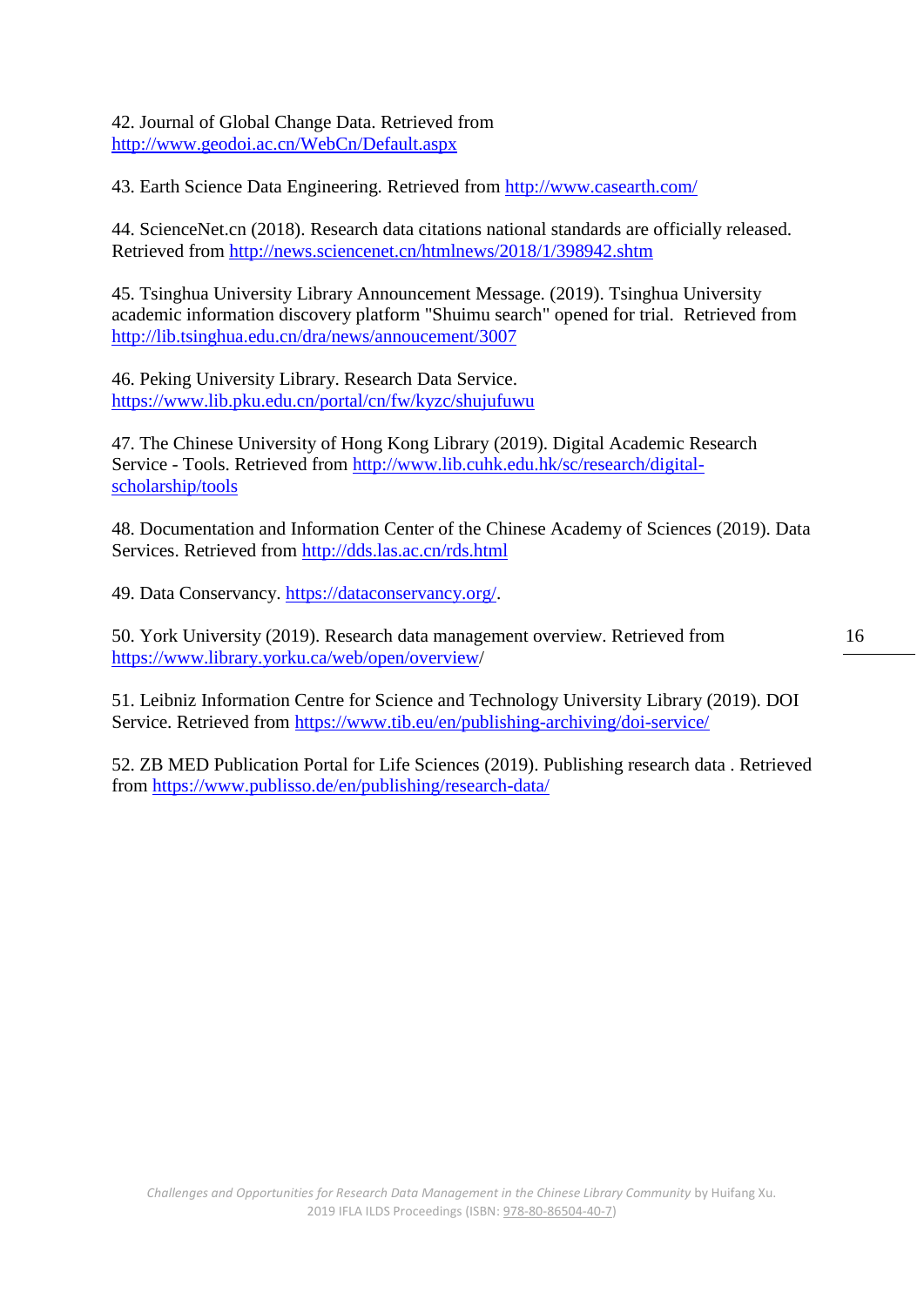42. Journal of Global Change Data. Retrieved from http://www.geodoi.ac.cn/WebCn/Default.aspx

43. Earth Science Data Engineering. Retrieved from http://www.casearth.com/

44. ScienceNet.cn (2018). Research data citations national standards are officially released. Retrieved from http://news.sciencenet.cn/htmlnews/2018/1/398942.shtm

45. Tsinghua University Library Announcement Message. (2019). Tsinghua University academic information discovery platform "Shuimu search" opened for trial. Retrieved from http://lib.tsinghua.edu.cn/dra/news/annoucement/3007

46. Peking University Library. Research Data Service. https://www.lib.pku.edu.cn/portal/cn/fw/kyzc/shujufuwu

47. The Chinese University of Hong Kong Library (2019). Digital Academic Research Service - Tools. Retrieved from http://www.lib.cuhk.edu.hk/sc/research/digital-scholarship/tools

48. Documentation and Information Center of the Chinese Academy of Sciences (2019). Data Services. Retrieved from http://dds.las.ac.cn/rds.html

49. Data Conservancy. https://dataconservancy.org/.

50. York University (2019). Research data management overview. Retrieved from https://www.library.yorku.ca/web/open/overview/

51. Leibniz Information Centre for Science and Technology University Library (2019). DOI Service. Retrieved from https://www.tib.eu/en/publishing-archiving/doi-service/

52. ZB MED Publication Portal for Life Sciences (2019). Publishing research data . Retrieved from https://www.publisso.de/en/publishing/research-data/